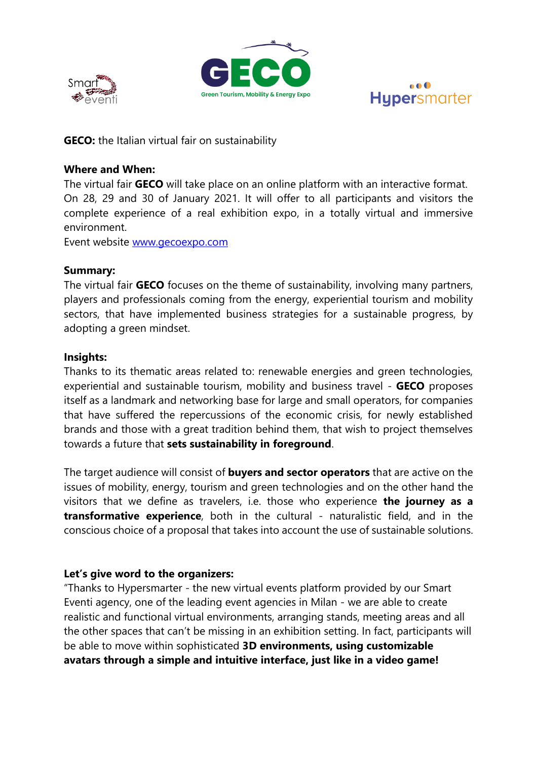**GECO:** the Italian virtual fair on sustainability

**Where and When:**
The virtual fair **GECO** will take place on an online platform with an interactive format. On 28, 29 and 30 of January 2021. It will offer to all participants and visitors the complete experience of a real exhibition expo, in a totally virtual and immersive environment.
Event website www.gecoexpo.com

**Summary:**
The virtual fair **GECO** focuses on the theme of sustainability, involving many partners, players and professionals coming from the energy, experiential tourism and mobility sectors, that have implemented business strategies for a sustainable progress, by adopting a green mindset.

**Insights:**
Thanks to its thematic areas related to: renewable energies and green technologies, experiential and sustainable tourism, mobility and business travel - **GECO** proposes itself as a landmark and networking base for large and small operators, for companies that have suffered the repercussions of the economic crisis, for newly established brands and those with a great tradition behind them, that wish to project themselves towards a future that **sets sustainability in foreground**.

The target audience will consist of **buyers and sector operators** that are active on the issues of mobility, energy, tourism and green technologies and on the other hand the visitors that we define as travelers, i.e. those who experience **the journey as a transformative experience**, both in the cultural - naturalistic field, and in the conscious choice of a proposal that takes into account the use of sustainable solutions.

**Let's give word to the organizers:**
"Thanks to Hypersmarter - the new virtual events platform provided by our Smart Eventi agency, one of the leading event agencies in Milan - we are able to create realistic and functional virtual environments, arranging stands, meeting areas and all the other spaces that can't be missing in an exhibition setting. In fact, participants will be able to move within sophisticated **3D environments, using customizable avatars through a simple and intuitive interface, just like in a video game!**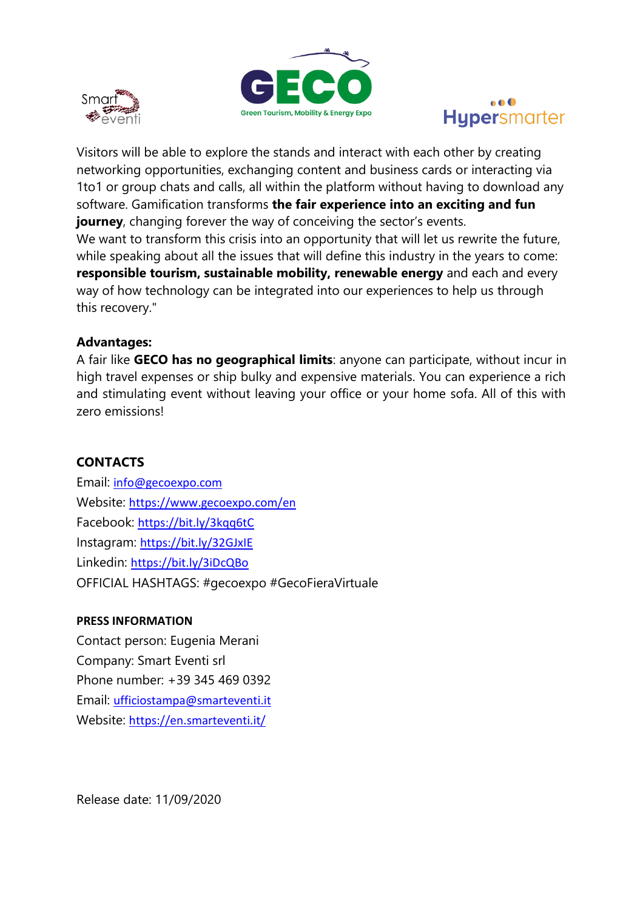Visitors will be able to explore the stands and interact with each other by creating networking opportunities, exchanging content and business cards or interacting via 1to1 or group chats and calls, all within the platform without having to download any software. Gamification transforms **the fair experience into an exciting and fun journey**, changing forever the way of conceiving the sector's events.
We want to transform this crisis into an opportunity that will let us rewrite the future, while speaking about all the issues that will define this industry in the years to come: **responsible tourism, sustainable mobility, renewable energy** and each and every way of how technology can be integrated into our experiences to help us through this recovery."

**Advantages:**
A fair like **GECO has no geographical limits**: anyone can participate, without incur in high travel expenses or ship bulky and expensive materials. You can experience a rich and stimulating event without leaving your office or your home sofa. All of this with zero emissions!

## CONTACTS

Email: info@gecoexpo.com
Website: https://www.gecoexpo.com/en
Facebook: https://bit.ly/3kqq6tC
Instagram: https://bit.ly/32GJxIE
Linkedin: https://bit.ly/3iDcQBo
OFFICIAL HASHTAGS: #gecoexpo #GecoFieraVirtuale

### PRESS INFORMATION

Contact person: Eugenia Merani
Company: Smart Eventi srl
Phone number: +39 345 469 0392
Email: ufficiostampa@smarteventi.it
Website: https://en.smarteventi.it/

Release date: 11/09/2020